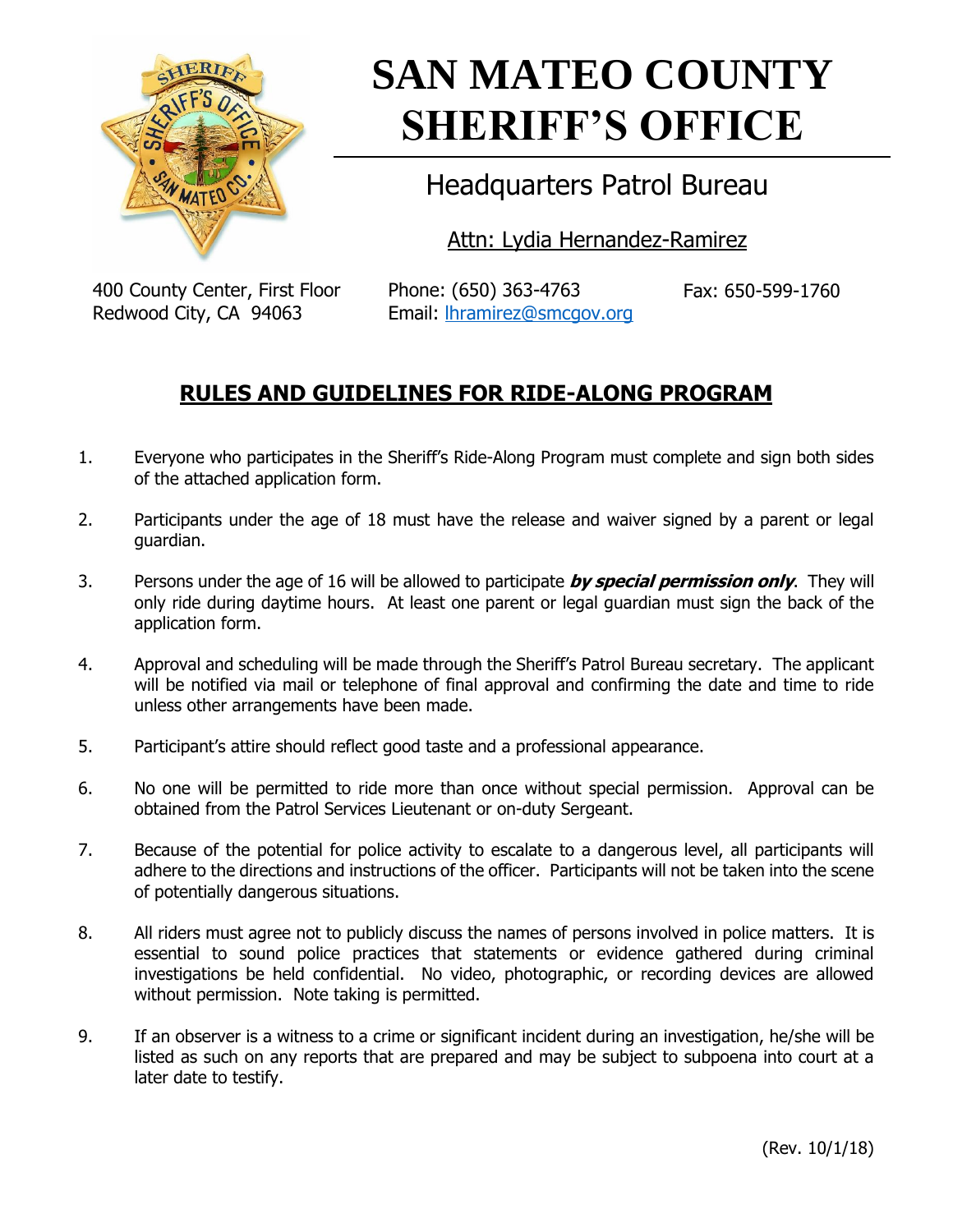# SAN MATEO COUNTY SHERIFF'S OFFICE

## Headquarters Patrol Bureau

Attn: Lydia Hernandez-Ramirez

400 County Center, First Floor
Redwood City, CA 94063

Phone: (650) 363-4763
Email: lhramirez@smcgov.org

Fax: 650-599-1760

## RULES AND GUIDELINES FOR RIDE-ALONG PROGRAM

1. Everyone who participates in the Sheriff's Ride-Along Program must complete and sign both sides of the attached application form.

2. Participants under the age of 18 must have the release and waiver signed by a parent or legal guardian.

3. Persons under the age of 16 will be allowed to participate ***by special permission only***. They will only ride during daytime hours. At least one parent or legal guardian must sign the back of the application form.

4. Approval and scheduling will be made through the Sheriff's Patrol Bureau secretary. The applicant will be notified via mail or telephone of final approval and confirming the date and time to ride unless other arrangements have been made.

5. Participant's attire should reflect good taste and a professional appearance.

6. No one will be permitted to ride more than once without special permission. Approval can be obtained from the Patrol Services Lieutenant or on-duty Sergeant.

7. Because of the potential for police activity to escalate to a dangerous level, all participants will adhere to the directions and instructions of the officer. Participants will not be taken into the scene of potentially dangerous situations.

8. All riders must agree not to publicly discuss the names of persons involved in police matters. It is essential to sound police practices that statements or evidence gathered during criminal investigations be held confidential. No video, photographic, or recording devices are allowed without permission. Note taking is permitted.

9. If an observer is a witness to a crime or significant incident during an investigation, he/she will be listed as such on any reports that are prepared and may be subject to subpoena into court at a later date to testify.

(Rev. 10/1/18)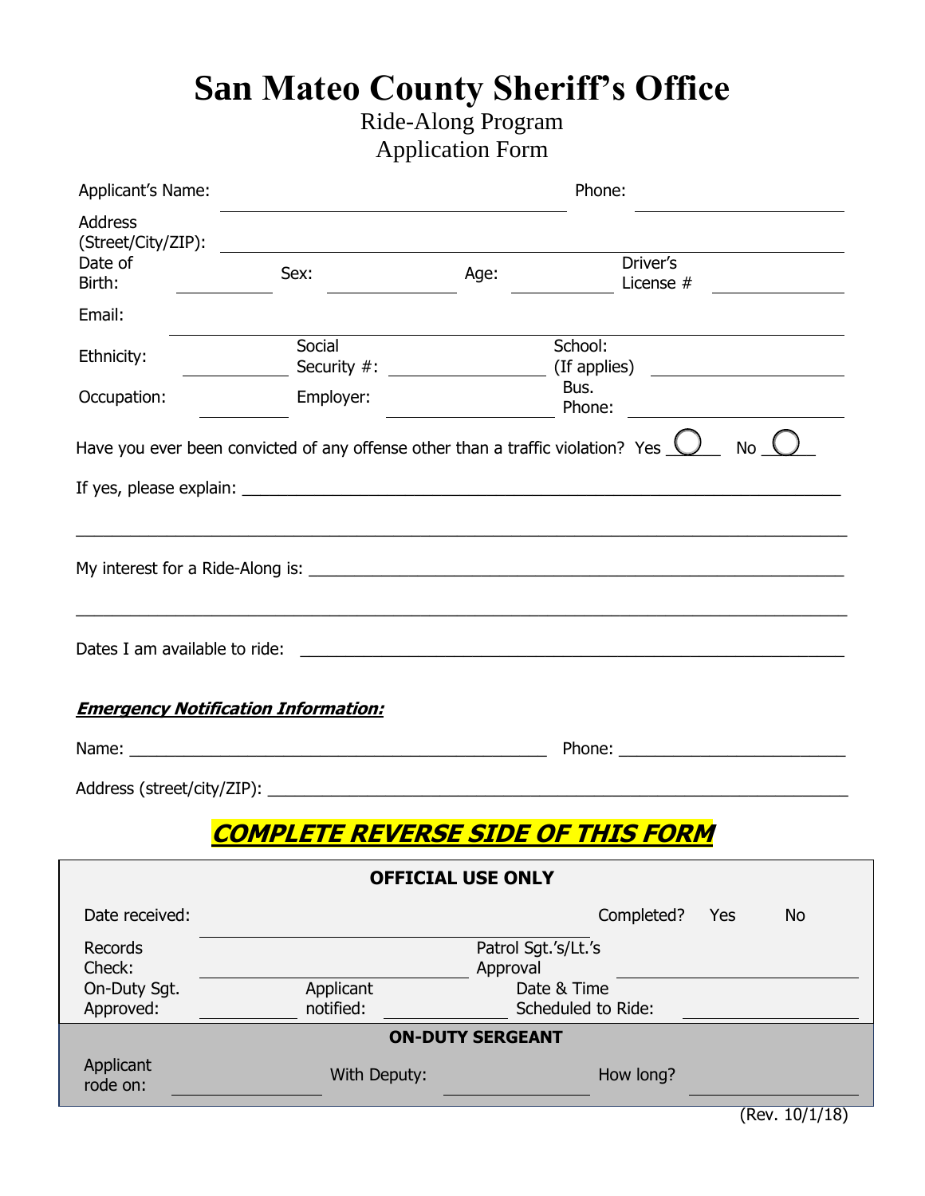# San Mateo County Sheriff's Office

Ride-Along Program
Application Form

Applicant's Name: ______________________ Phone: ______________

Address (Street/City/ZIP): ______________________________________

Date of Birth: __________ Sex: __________ Age: __________ Driver's License # __________

Email: ______________________________________

Ethnicity: __________ Social Security #: ______________ School: (If applies) ______________

Occupation: __________ Employer: ______________ Bus. Phone: ______________

Have you ever been convicted of any offense other than a traffic violation? Yes ◯ No ◯

If yes, please explain: ______________________________________________________________

_____________________________________________________________________________

My interest for a Ride-Along is: _______________________________________________________

_____________________________________________________________________________

Dates I am available to ride: _________________________________________________________

***Emergency Notification Information:***

Name: ______________________________________ Phone: ____________________

Address (street/city/ZIP): ______________________________________________________

***COMPLETE REVERSE SIDE OF THIS FORM***

**OFFICIAL USE ONLY**

Date received: ______________________ Completed? Yes No

Records Check: ______________________ Patrol Sgt.'s/Lt.'s Approval ______________

On-Duty Sgt. Approved: __________ Applicant notified: __________ Date & Time Scheduled to Ride: __________

**ON-DUTY SERGEANT**

Applicant rode on: __________ With Deputy: __________ How long? __________

(Rev. 10/1/18)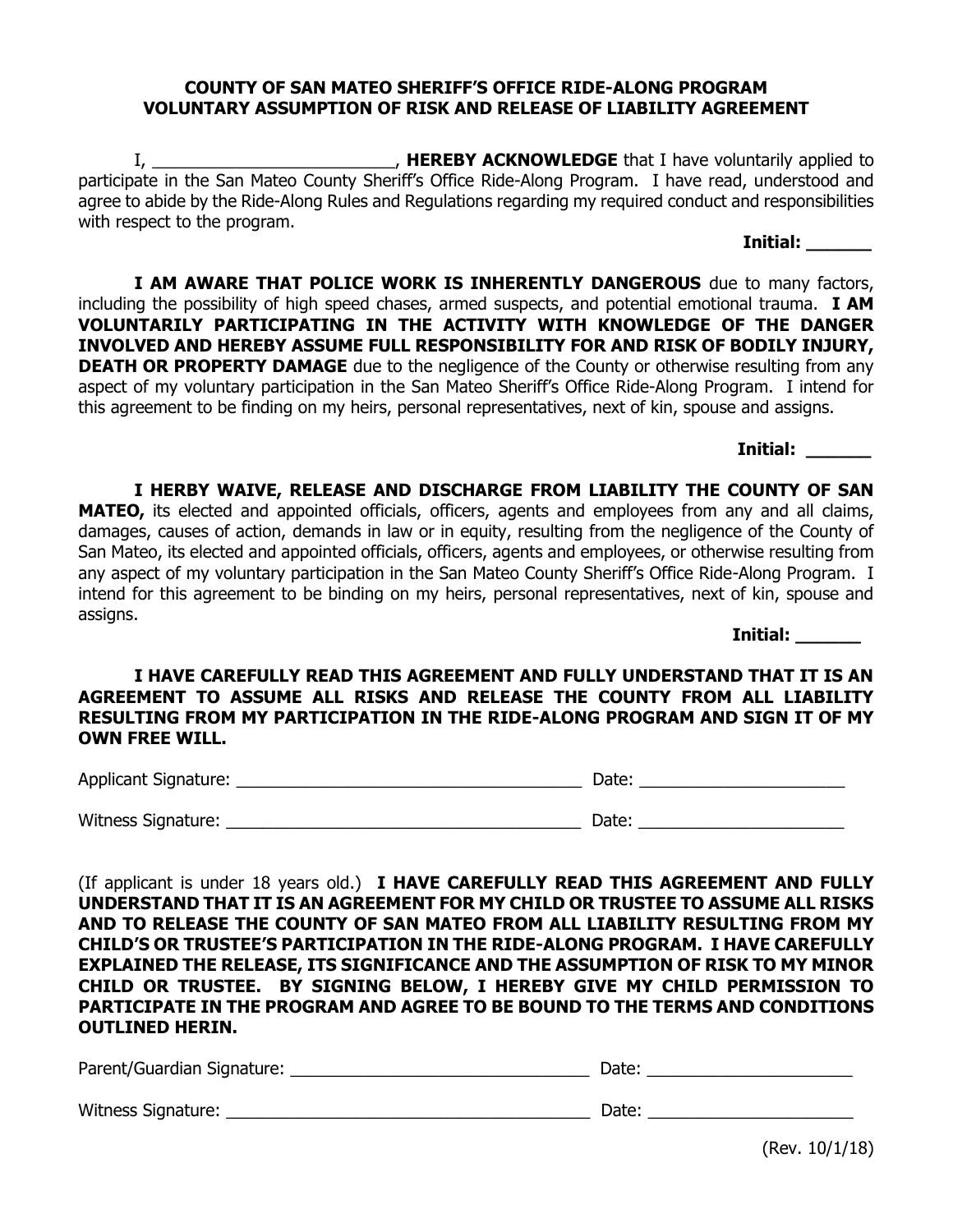**COUNTY OF SAN MATEO SHERIFF'S OFFICE RIDE-ALONG PROGRAM**
**VOLUNTARY ASSUMPTION OF RISK AND RELEASE OF LIABILITY AGREEMENT**

I, _________________________, **HEREBY ACKNOWLEDGE** that I have voluntarily applied to participate in the San Mateo County Sheriff's Office Ride-Along Program. I have read, understood and agree to abide by the Ride-Along Rules and Regulations regarding my required conduct and responsibilities with respect to the program.

**Initial: ______**

**I AM AWARE THAT POLICE WORK IS INHERENTLY DANGEROUS** due to many factors, including the possibility of high speed chases, armed suspects, and potential emotional trauma. **I AM VOLUNTARILY PARTICIPATING IN THE ACTIVITY WITH KNOWLEDGE OF THE DANGER INVOLVED AND HEREBY ASSUME FULL RESPONSIBILITY FOR AND RISK OF BODILY INJURY, DEATH OR PROPERTY DAMAGE** due to the negligence of the County or otherwise resulting from any aspect of my voluntary participation in the San Mateo Sheriff's Office Ride-Along Program. I intend for this agreement to be finding on my heirs, personal representatives, next of kin, spouse and assigns.

**Initial: ______**

**I HERBY WAIVE, RELEASE AND DISCHARGE FROM LIABILITY THE COUNTY OF SAN MATEO,** its elected and appointed officials, officers, agents and employees from any and all claims, damages, causes of action, demands in law or in equity, resulting from the negligence of the County of San Mateo, its elected and appointed officials, officers, agents and employees, or otherwise resulting from any aspect of my voluntary participation in the San Mateo County Sheriff's Office Ride-Along Program. I intend for this agreement to be binding on my heirs, personal representatives, next of kin, spouse and assigns.

**Initial: ______**

**I HAVE CAREFULLY READ THIS AGREEMENT AND FULLY UNDERSTAND THAT IT IS AN AGREEMENT TO ASSUME ALL RISKS AND RELEASE THE COUNTY FROM ALL LIABILITY RESULTING FROM MY PARTICIPATION IN THE RIDE-ALONG PROGRAM AND SIGN IT OF MY OWN FREE WILL.**

Applicant Signature: ____________________________________ Date: ______________________

Witness Signature: ______________________________________ Date: ______________________

(If applicant is under 18 years old.) **I HAVE CAREFULLY READ THIS AGREEMENT AND FULLY UNDERSTAND THAT IT IS AN AGREEMENT FOR MY CHILD OR TRUSTEE TO ASSUME ALL RISKS AND TO RELEASE THE COUNTY OF SAN MATEO FROM ALL LIABILITY RESULTING FROM MY CHILD'S OR TRUSTEE'S PARTICIPATION IN THE RIDE-ALONG PROGRAM. I HAVE CAREFULLY EXPLAINED THE RELEASE, ITS SIGNIFICANCE AND THE ASSUMPTION OF RISK TO MY MINOR CHILD OR TRUSTEE. BY SIGNING BELOW, I HEREBY GIVE MY CHILD PERMISSION TO PARTICIPATE IN THE PROGRAM AND AGREE TO BE BOUND TO THE TERMS AND CONDITIONS OUTLINED HERIN.**

Parent/Guardian Signature: _______________________________ Date: ______________________

Witness Signature: ______________________________________ Date: ______________________

(Rev. 10/1/18)